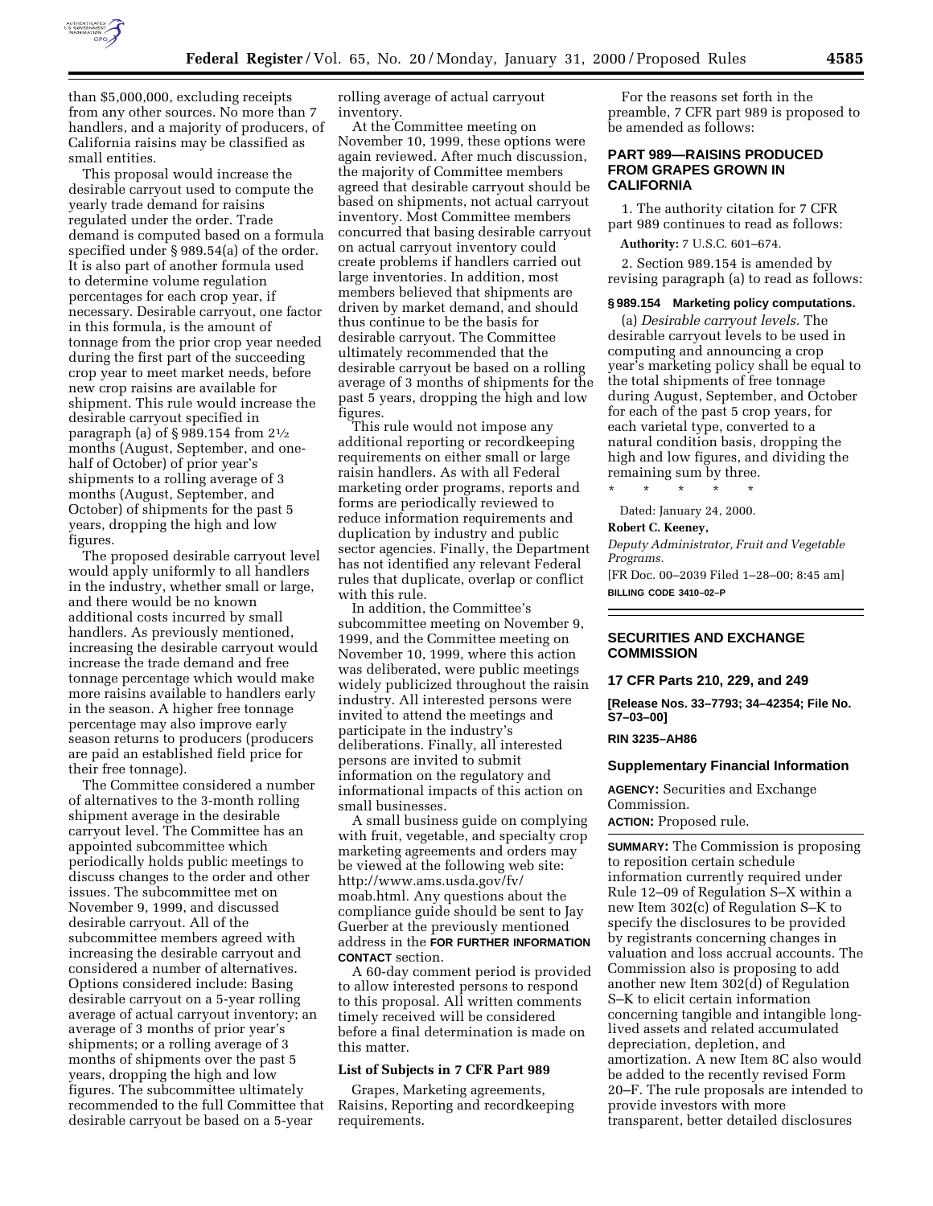than $5,000,000, excluding receipts from any other sources. No more than 7 handlers, and a majority of producers, of California raisins may be classified as small entities.

This proposal would increase the desirable carryout used to compute the yearly trade demand for raisins regulated under the order. Trade demand is computed based on a formula specified under § 989.54(a) of the order. It is also part of another formula used to determine volume regulation percentages for each crop year, if necessary. Desirable carryout, one factor in this formula, is the amount of tonnage from the prior crop year needed during the first part of the succeeding crop year to meet market needs, before new crop raisins are available for shipment. This rule would increase the desirable carryout specified in paragraph (a) of § 989.154 from 2½ months (August, September, and one-half of October) of prior year's shipments to a rolling average of 3 months (August, September, and October) of shipments for the past 5 years, dropping the high and low figures.

The proposed desirable carryout level would apply uniformly to all handlers in the industry, whether small or large, and there would be no known additional costs incurred by small handlers. As previously mentioned, increasing the desirable carryout would increase the trade demand and free tonnage percentage which would make more raisins available to handlers early in the season. A higher free tonnage percentage may also improve early season returns to producers (producers are paid an established field price for their free tonnage).

The Committee considered a number of alternatives to the 3-month rolling shipment average in the desirable carryout level. The Committee has an appointed subcommittee which periodically holds public meetings to discuss changes to the order and other issues. The subcommittee met on November 9, 1999, and discussed desirable carryout. All of the subcommittee members agreed with increasing the desirable carryout and considered a number of alternatives. Options considered include: Basing desirable carryout on a 5-year rolling average of actual carryout inventory; an average of 3 months of prior year's shipments; or a rolling average of 3 months of shipments over the past 5 years, dropping the high and low figures. The subcommittee ultimately recommended to the full Committee that desirable carryout be based on a 5-year rolling average of actual carryout inventory.

At the Committee meeting on November 10, 1999, these options were again reviewed. After much discussion, the majority of Committee members agreed that desirable carryout should be based on shipments, not actual carryout inventory. Most Committee members concurred that basing desirable carryout on actual carryout inventory could create problems if handlers carried out large inventories. In addition, most members believed that shipments are driven by market demand, and should thus continue to be the basis for desirable carryout. The Committee ultimately recommended that the desirable carryout be based on a rolling average of 3 months of shipments for the past 5 years, dropping the high and low figures.

This rule would not impose any additional reporting or recordkeeping requirements on either small or large raisin handlers. As with all Federal marketing order programs, reports and forms are periodically reviewed to reduce information requirements and duplication by industry and public sector agencies. Finally, the Department has not identified any relevant Federal rules that duplicate, overlap or conflict with this rule.

In addition, the Committee's subcommittee meeting on November 9, 1999, and the Committee meeting on November 10, 1999, where this action was deliberated, were public meetings widely publicized throughout the raisin industry. All interested persons were invited to attend the meetings and participate in the industry's deliberations. Finally, all interested persons are invited to submit information on the regulatory and informational impacts of this action on small businesses.

A small business guide on complying with fruit, vegetable, and specialty crop marketing agreements and orders may be viewed at the following web site: http://www.ams.usda.gov/fv/moab.html. Any questions about the compliance guide should be sent to Jay Guerber at the previously mentioned address in the **FOR FURTHER INFORMATION CONTACT** section.

A 60-day comment period is provided to allow interested persons to respond to this proposal. All written comments timely received will be considered before a final determination is made on this matter.

### List of Subjects in 7 CFR Part 989

Grapes, Marketing agreements, Raisins, Reporting and recordkeeping requirements.

For the reasons set forth in the preamble, 7 CFR part 989 is proposed to be amended as follows:

## PART 989—RAISINS PRODUCED FROM GRAPES GROWN IN CALIFORNIA

1. The authority citation for 7 CFR part 989 continues to read as follows:

**Authority:** 7 U.S.C. 601–674.

2. Section 989.154 is amended by revising paragraph (a) to read as follows:

### § 989.154 Marketing policy computations.

(a) *Desirable carryout levels.* The desirable carryout levels to be used in computing and announcing a crop year's marketing policy shall be equal to the total shipments of free tonnage during August, September, and October for each of the past 5 crop years, for each varietal type, converted to a natural condition basis, dropping the high and low figures, and dividing the remaining sum by three.

\* \* \* \* \*

Dated: January 24, 2000.

**Robert C. Keeney,**

*Deputy Administrator, Fruit and Vegetable Programs.*

[FR Doc. 00–2039 Filed 1–28–00; 8:45 am]

**BILLING CODE 3410–02–P**

## SECURITIES AND EXCHANGE COMMISSION

## 17 CFR Parts 210, 229, and 249

**[Release Nos. 33–7793; 34–42354; File No. S7–03–00]**

**RIN 3235–AH86**

## Supplementary Financial Information

**AGENCY:** Securities and Exchange Commission.

**ACTION:** Proposed rule.

**SUMMARY:** The Commission is proposing to reposition certain schedule information currently required under Rule 12–09 of Regulation S–X within a new Item 302(c) of Regulation S–K to specify the disclosures to be provided by registrants concerning changes in valuation and loss accrual accounts. The Commission also is proposing to add another new Item 302(d) of Regulation S–K to elicit certain information concerning tangible and intangible long-lived assets and related accumulated depreciation, depletion, and amortization. A new Item 8C also would be added to the recently revised Form 20–F. The rule proposals are intended to provide investors with more transparent, better detailed disclosures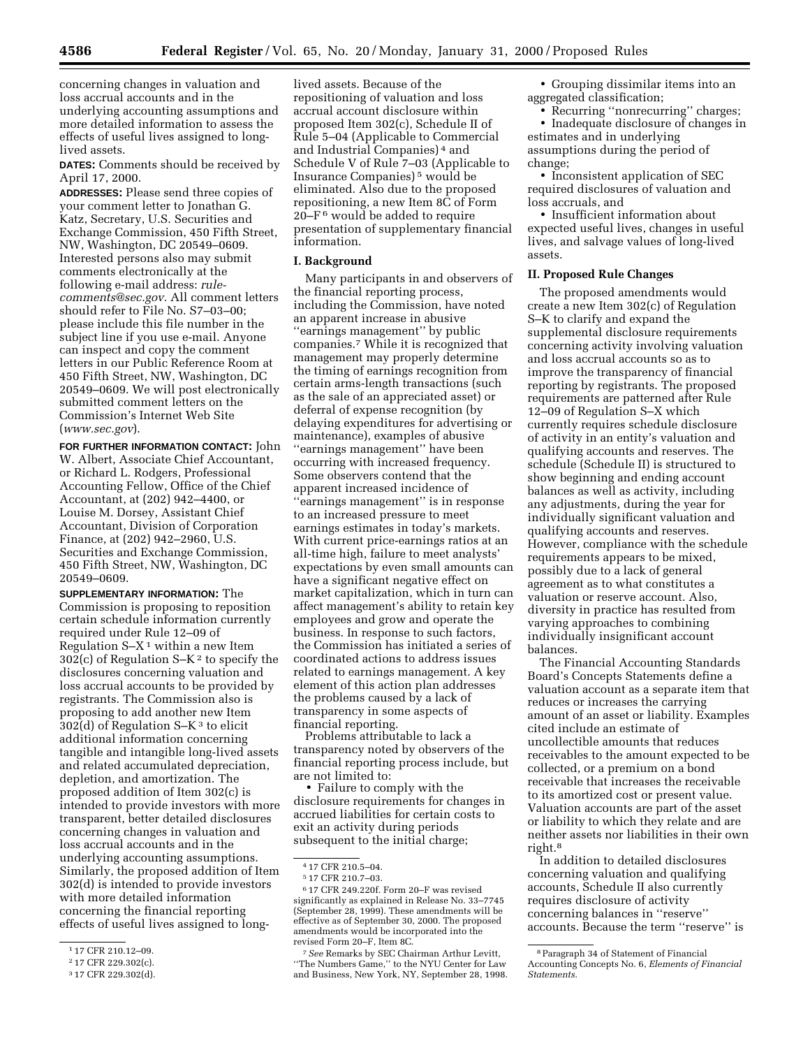concerning changes in valuation and loss accrual accounts and in the underlying accounting assumptions and more detailed information to assess the effects of useful lives assigned to long-lived assets.

**DATES:** Comments should be received by April 17, 2000.

**ADDRESSES:** Please send three copies of your comment letter to Jonathan G. Katz, Secretary, U.S. Securities and Exchange Commission, 450 Fifth Street, NW, Washington, DC 20549–0609. Interested persons also may submit comments electronically at the following e-mail address: *rule-comments@sec.gov.* All comment letters should refer to File No. S7–03–00; please include this file number in the subject line if you use e-mail. Anyone can inspect and copy the comment letters in our Public Reference Room at 450 Fifth Street, NW, Washington, DC 20549–0609. We will post electronically submitted comment letters on the Commission's Internet Web Site (*www.sec.gov*).

**FOR FURTHER INFORMATION CONTACT:** John W. Albert, Associate Chief Accountant, or Richard L. Rodgers, Professional Accounting Fellow, Office of the Chief Accountant, at (202) 942–4400, or Louise M. Dorsey, Assistant Chief Accountant, Division of Corporation Finance, at (202) 942–2960, U.S. Securities and Exchange Commission, 450 Fifth Street, NW, Washington, DC 20549–0609.

**SUPPLEMENTARY INFORMATION:** The Commission is proposing to reposition certain schedule information currently required under Rule 12–09 of Regulation S–X[1] within a new Item 302(c) of Regulation S–K[2] to specify the disclosures concerning valuation and loss accrual accounts to be provided by registrants. The Commission also is proposing to add another new Item 302(d) of Regulation S–K[3] to elicit additional information concerning tangible and intangible long-lived assets and related accumulated depreciation, depletion, and amortization. The proposed addition of Item 302(c) is intended to provide investors with more transparent, better detailed disclosures concerning changes in valuation and loss accrual accounts and in the underlying accounting assumptions. Similarly, the proposed addition of Item 302(d) is intended to provide investors with more detailed information concerning the financial reporting effects of useful lives assigned to long-lived assets. Because of the repositioning of valuation and loss accrual account disclosure within proposed Item 302(c), Schedule II of Rule 5–04 (Applicable to Commercial and Industrial Companies)[4] and Schedule V of Rule 7–03 (Applicable to Insurance Companies)[5] would be eliminated. Also due to the proposed repositioning, a new Item 8C of Form 20–F[6] would be added to require presentation of supplementary financial information.

## I. Background

Many participants in and observers of the financial reporting process, including the Commission, have noted an apparent increase in abusive "earnings management" by public companies.[7] While it is recognized that management may properly determine the timing of earnings recognition from certain arms-length transactions (such as the sale of an appreciated asset) or deferral of expense recognition (by delaying expenditures for advertising or maintenance), examples of abusive "earnings management" have been occurring with increased frequency. Some observers contend that the apparent increased incidence of "earnings management" is in response to an increased pressure to meet earnings estimates in today's markets. With current price-earnings ratios at an all-time high, failure to meet analysts' expectations by even small amounts can have a significant negative effect on market capitalization, which in turn can affect management's ability to retain key employees and grow and operate the business. In response to such factors, the Commission has initiated a series of coordinated actions to address issues related to earnings management. A key element of this action plan addresses the problems caused by a lack of transparency in some aspects of financial reporting.

Problems attributable to lack a transparency noted by observers of the financial reporting process include, but are not limited to:

- Failure to comply with the disclosure requirements for changes in accrued liabilities for certain costs to exit an activity during periods subsequent to the initial charge;
- Grouping dissimilar items into an aggregated classification;
- Recurring "nonrecurring" charges;
- Inadequate disclosure of changes in estimates and in underlying assumptions during the period of change;
- Inconsistent application of SEC required disclosures of valuation and loss accruals, and
- Insufficient information about expected useful lives, changes in useful lives, and salvage values of long-lived assets.

## II. Proposed Rule Changes

The proposed amendments would create a new Item 302(c) of Regulation S–K to clarify and expand the supplemental disclosure requirements concerning activity involving valuation and loss accrual accounts so as to improve the transparency of financial reporting by registrants. The proposed requirements are patterned after Rule 12–09 of Regulation S–X which currently requires schedule disclosure of activity in an entity's valuation and qualifying accounts and reserves. The schedule (Schedule II) is structured to show beginning and ending account balances as well as activity, including any adjustments, during the year for individually significant valuation and qualifying accounts and reserves. However, compliance with the schedule requirements appears to be mixed, possibly due to a lack of general agreement as to what constitutes a valuation or reserve account. Also, diversity in practice has resulted from varying approaches to combining individually insignificant account balances.

The Financial Accounting Standards Board's Concepts Statements define a valuation account as a separate item that reduces or increases the carrying amount of an asset or liability. Examples cited include an estimate of uncollectible amounts that reduces receivables to the amount expected to be collected, or a premium on a bond receivable that increases the receivable to its amortized cost or present value. Valuation accounts are part of the asset or liability to which they relate and are neither assets nor liabilities in their own right.[8]

In addition to detailed disclosures concerning valuation and qualifying accounts, Schedule II also currently requires disclosure of activity concerning balances in "reserve" accounts. Because the term "reserve" is

---

[1] 17 CFR 210.12–09.

[2] 17 CFR 229.302(c).

[3] 17 CFR 229.302(d).

[4] 17 CFR 210.5–04.

[5] 17 CFR 210.7–03.

[6] 17 CFR 249.220f. Form 20–F was revised significantly as explained in Release No. 33–7745 (September 28, 1999). These amendments will be effective as of September 30, 2000. The proposed amendments would be incorporated into the revised Form 20–F, Item 8C.

[7] *See* Remarks by SEC Chairman Arthur Levitt, "The Numbers Game," to the NYU Center for Law and Business, New York, NY, September 28, 1998.

[8] Paragraph 34 of Statement of Financial Accounting Concepts No. 6, *Elements of Financial Statements.*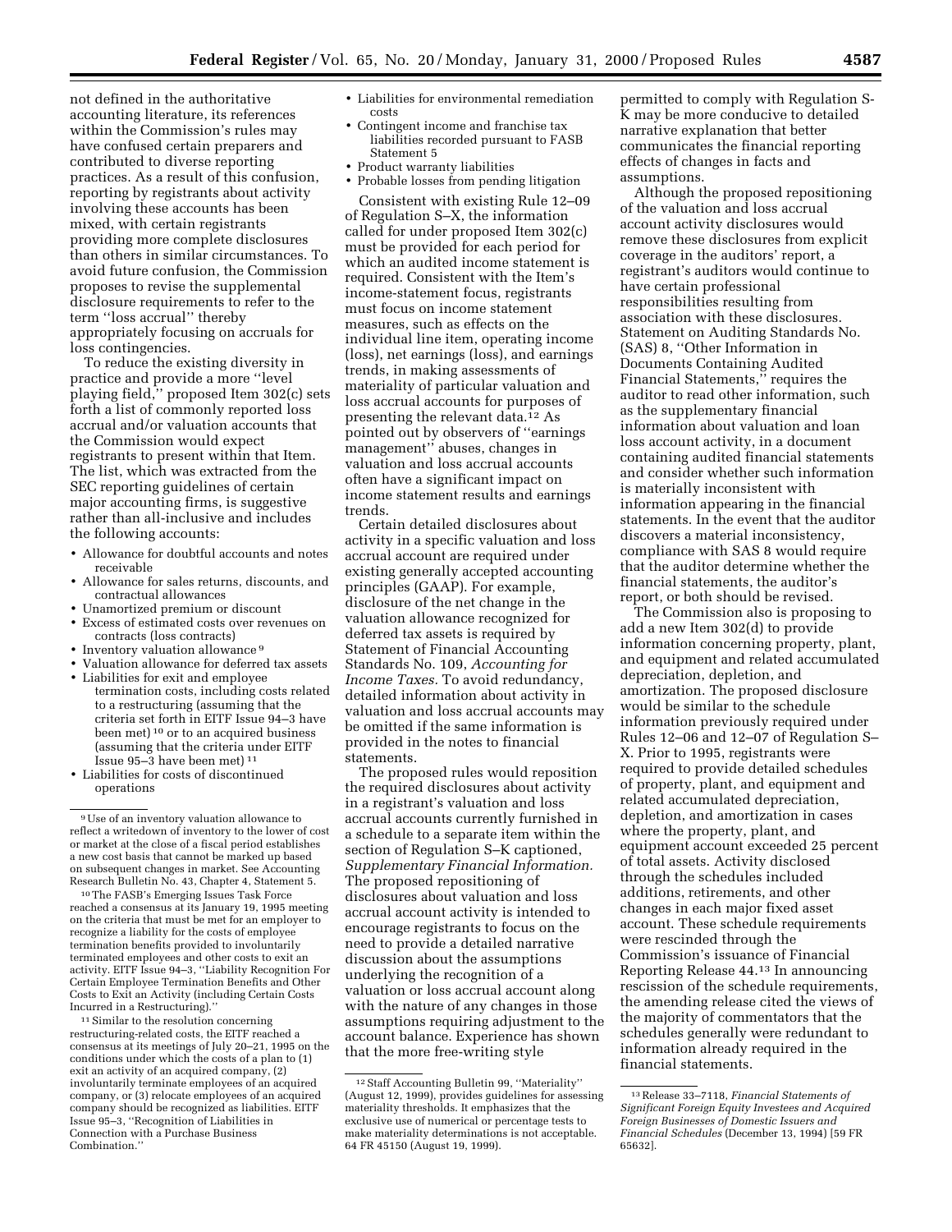not defined in the authoritative accounting literature, its references within the Commission's rules may have confused certain preparers and contributed to diverse reporting practices. As a result of this confusion, reporting by registrants about activity involving these accounts has been mixed, with certain registrants providing more complete disclosures than others in similar circumstances. To avoid future confusion, the Commission proposes to revise the supplemental disclosure requirements to refer to the term ''loss accrual'' thereby appropriately focusing on accruals for loss contingencies.

To reduce the existing diversity in practice and provide a more ''level playing field,'' proposed Item 302(c) sets forth a list of commonly reported loss accrual and/or valuation accounts that the Commission would expect registrants to present within that Item. The list, which was extracted from the SEC reporting guidelines of certain major accounting firms, is suggestive rather than all-inclusive and includes the following accounts:

- Allowance for doubtful accounts and notes receivable
- Allowance for sales returns, discounts, and contractual allowances
- Unamortized premium or discount
- Excess of estimated costs over revenues on contracts (loss contracts)
- Inventory valuation allowance [9]
- Valuation allowance for deferred tax assets
- Liabilities for exit and employee termination costs, including costs related to a restructuring (assuming that the criteria set forth in EITF Issue 94–3 have been met) [10] or to an acquired business (assuming that the criteria under EITF Issue 95–3 have been met) [11]
- Liabilities for costs of discontinued operations
- Liabilities for environmental remediation costs
- Contingent income and franchise tax liabilities recorded pursuant to FASB Statement 5
- Product warranty liabilities
- Probable losses from pending litigation

Consistent with existing Rule 12–09 of Regulation S–X, the information called for under proposed Item 302(c) must be provided for each period for which an audited income statement is required. Consistent with the Item's income-statement focus, registrants must focus on income statement measures, such as effects on the individual line item, operating income (loss), net earnings (loss), and earnings trends, in making assessments of materiality of particular valuation and loss accrual accounts for purposes of presenting the relevant data.[12] As pointed out by observers of ''earnings management'' abuses, changes in valuation and loss accrual accounts often have a significant impact on income statement results and earnings trends.

Certain detailed disclosures about activity in a specific valuation and loss accrual account are required under existing generally accepted accounting principles (GAAP). For example, disclosure of the net change in the valuation allowance recognized for deferred tax assets is required by Statement of Financial Accounting Standards No. 109, *Accounting for Income Taxes.* To avoid redundancy, detailed information about activity in valuation and loss accrual accounts may be omitted if the same information is provided in the notes to financial statements.

The proposed rules would reposition the required disclosures about activity in a registrant's valuation and loss accrual accounts currently furnished in a schedule to a separate item within the section of Regulation S–K captioned, *Supplementary Financial Information.* The proposed repositioning of disclosures about valuation and loss accrual account activity is intended to encourage registrants to focus on the need to provide a detailed narrative discussion about the assumptions underlying the recognition of a valuation or loss accrual account along with the nature of any changes in those assumptions requiring adjustment to the account balance. Experience has shown that the more free-writing style permitted to comply with Regulation S-K may be more conducive to detailed narrative explanation that better communicates the financial reporting effects of changes in facts and assumptions.

Although the proposed repositioning of the valuation and loss accrual account activity disclosures would remove these disclosures from explicit coverage in the auditors' report, a registrant's auditors would continue to have certain professional responsibilities resulting from association with these disclosures. Statement on Auditing Standards No. (SAS) 8, ''Other Information in Documents Containing Audited Financial Statements,'' requires the auditor to read other information, such as the supplementary financial information about valuation and loan loss account activity, in a document containing audited financial statements and consider whether such information is materially inconsistent with information appearing in the financial statements. In the event that the auditor discovers a material inconsistency, compliance with SAS 8 would require that the auditor determine whether the financial statements, the auditor's report, or both should be revised.

The Commission also is proposing to add a new Item 302(d) to provide information concerning property, plant, and equipment and related accumulated depreciation, depletion, and amortization. The proposed disclosure would be similar to the schedule information previously required under Rules 12–06 and 12–07 of Regulation S–X. Prior to 1995, registrants were required to provide detailed schedules of property, plant, and equipment and related accumulated depreciation, depletion, and amortization in cases where the property, plant, and equipment account exceeded 25 percent of total assets. Activity disclosed through the schedules included additions, retirements, and other changes in each major fixed asset account. These schedule requirements were rescinded through the Commission's issuance of Financial Reporting Release 44.[13] In announcing rescission of the schedule requirements, the amending release cited the views of the majority of commentators that the schedules generally were redundant to information already required in the financial statements.

---

[9] Use of an inventory valuation allowance to reflect a writedown of inventory to the lower of cost or market at the close of a fiscal period establishes a new cost basis that cannot be marked up based on subsequent changes in market. See Accounting Research Bulletin No. 43, Chapter 4, Statement 5.

[10] The FASB's Emerging Issues Task Force reached a consensus at its January 19, 1995 meeting on the criteria that must be met for an employer to recognize a liability for the costs of employee termination benefits provided to involuntarily terminated employees and other costs to exit an activity. EITF Issue 94–3, ''Liability Recognition For Certain Employee Termination Benefits and Other Costs to Exit an Activity (including Certain Costs Incurred in a Restructuring).''

[11] Similar to the resolution concerning restructuring-related costs, the EITF reached a consensus at its meetings of July 20–21, 1995 on the conditions under which the costs of a plan to (1) exit an activity of an acquired company, (2) involuntarily terminate employees of an acquired company, or (3) relocate employees of an acquired company should be recognized as liabilities. EITF Issue 95–3, ''Recognition of Liabilities in Connection with a Purchase Business Combination.''

[12] Staff Accounting Bulletin 99, ''Materiality'' (August 12, 1999), provides guidelines for assessing materiality thresholds. It emphasizes that the exclusive use of numerical or percentage tests to make materiality determinations is not acceptable. 64 FR 45150 (August 19, 1999).

[13] Release 33–7118, *Financial Statements of Significant Foreign Equity Investees and Acquired Foreign Businesses of Domestic Issuers and Financial Schedules* (December 13, 1994) [59 FR 65632].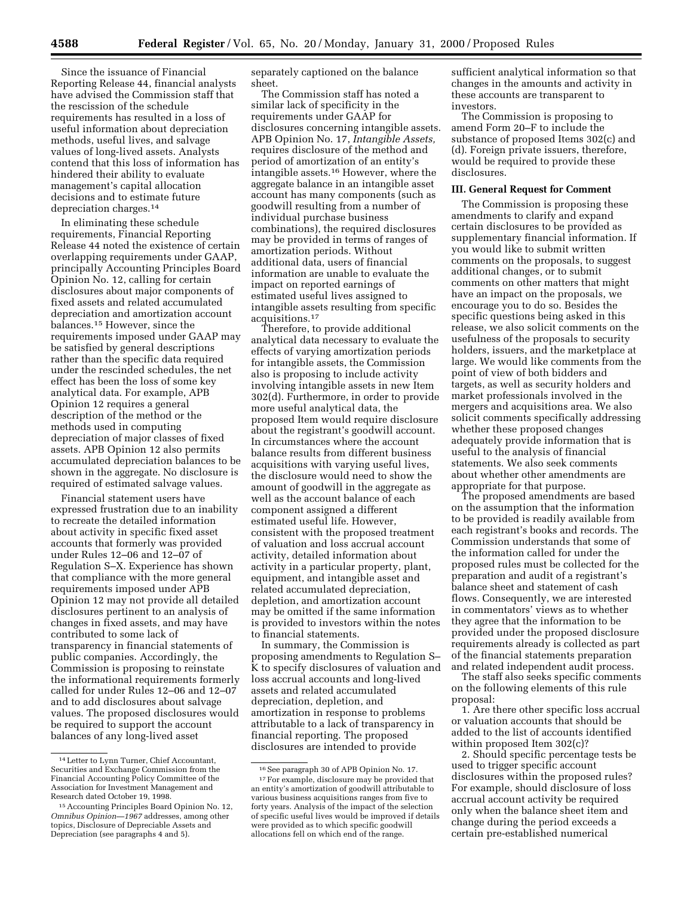Since the issuance of Financial Reporting Release 44, financial analysts have advised the Commission staff that the rescission of the schedule requirements has resulted in a loss of useful information about depreciation methods, useful lives, and salvage values of long-lived assets. Analysts contend that this loss of information has hindered their ability to evaluate management's capital allocation decisions and to estimate future depreciation charges.[14]

In eliminating these schedule requirements, Financial Reporting Release 44 noted the existence of certain overlapping requirements under GAAP, principally Accounting Principles Board Opinion No. 12, calling for certain disclosures about major components of fixed assets and related accumulated depreciation and amortization account balances.[15] However, since the requirements imposed under GAAP may be satisfied by general descriptions rather than the specific data required under the rescinded schedules, the net effect has been the loss of some key analytical data. For example, APB Opinion 12 requires a general description of the method or the methods used in computing depreciation of major classes of fixed assets. APB Opinion 12 also permits accumulated depreciation balances to be shown in the aggregate. No disclosure is required of estimated salvage values.

Financial statement users have expressed frustration due to an inability to recreate the detailed information about activity in specific fixed asset accounts that formerly was provided under Rules 12–06 and 12–07 of Regulation S–X. Experience has shown that compliance with the more general requirements imposed under APB Opinion 12 may not provide all detailed disclosures pertinent to an analysis of changes in fixed assets, and may have contributed to some lack of transparency in financial statements of public companies. Accordingly, the Commission is proposing to reinstate the informational requirements formerly called for under Rules 12–06 and 12–07 and to add disclosures about salvage values. The proposed disclosures would be required to support the account balances of any long-lived asset separately captioned on the balance sheet.

The Commission staff has noted a similar lack of specificity in the requirements under GAAP for disclosures concerning intangible assets. APB Opinion No. 17, *Intangible Assets,* requires disclosure of the method and period of amortization of an entity's intangible assets.[16] However, where the aggregate balance in an intangible asset account has many components (such as goodwill resulting from a number of individual purchase business combinations), the required disclosures may be provided in terms of ranges of amortization periods. Without additional data, users of financial information are unable to evaluate the impact on reported earnings of estimated useful lives assigned to intangible assets resulting from specific acquisitions.[17]

Therefore, to provide additional analytical data necessary to evaluate the effects of varying amortization periods for intangible assets, the Commission also is proposing to include activity involving intangible assets in new Item 302(d). Furthermore, in order to provide more useful analytical data, the proposed Item would require disclosure about the registrant's goodwill account. In circumstances where the account balance results from different business acquisitions with varying useful lives, the disclosure would need to show the amount of goodwill in the aggregate as well as the account balance of each component assigned a different estimated useful life. However, consistent with the proposed treatment of valuation and loss accrual account activity, detailed information about activity in a particular property, plant, equipment, and intangible asset and related accumulated depreciation, depletion, and amortization account may be omitted if the same information is provided to investors within the notes to financial statements.

In summary, the Commission is proposing amendments to Regulation S–K to specify disclosures of valuation and loss accrual accounts and long-lived assets and related accumulated depreciation, depletion, and amortization in response to problems attributable to a lack of transparency in financial reporting. The proposed disclosures are intended to provide sufficient analytical information so that changes in the amounts and activity in these accounts are transparent to investors.

The Commission is proposing to amend Form 20–F to include the substance of proposed Items 302(c) and (d). Foreign private issuers, therefore, would be required to provide these disclosures.

## III. General Request for Comment

The Commission is proposing these amendments to clarify and expand certain disclosures to be provided as supplementary financial information. If you would like to submit written comments on the proposals, to suggest additional changes, or to submit comments on other matters that might have an impact on the proposals, we encourage you to do so. Besides the specific questions being asked in this release, we also solicit comments on the usefulness of the proposals to security holders, issuers, and the marketplace at large. We would like comments from the point of view of both bidders and targets, as well as security holders and market professionals involved in the mergers and acquisitions area. We also solicit comments specifically addressing whether these proposed changes adequately provide information that is useful to the analysis of financial statements. We also seek comments about whether other amendments are appropriate for that purpose.

The proposed amendments are based on the assumption that the information to be provided is readily available from each registrant's books and records. The Commission understands that some of the information called for under the proposed rules must be collected for the preparation and audit of a registrant's balance sheet and statement of cash flows. Consequently, we are interested in commentators' views as to whether they agree that the information to be provided under the proposed disclosure requirements already is collected as part of the financial statements preparation and related independent audit process.

The staff also seeks specific comments on the following elements of this rule proposal:

1. Are there other specific loss accrual or valuation accounts that should be added to the list of accounts identified within proposed Item 302(c)?

2. Should specific percentage tests be used to trigger specific account disclosures within the proposed rules? For example, should disclosure of loss accrual account activity be required only when the balance sheet item and change during the period exceeds a certain pre-established numerical

---

[14] Letter to Lynn Turner, Chief Accountant, Securities and Exchange Commission from the Financial Accounting Policy Committee of the Association for Investment Management and Research dated October 19, 1998.

[15] Accounting Principles Board Opinion No. 12, *Omnibus Opinion—1967* addresses, among other topics, Disclosure of Depreciable Assets and Depreciation (see paragraphs 4 and 5).

[16] See paragraph 30 of APB Opinion No. 17.

[17] For example, disclosure may be provided that an entity's amortization of goodwill attributable to various business acquisitions ranges from five to forty years. Analysis of the impact of the selection of specific useful lives would be improved if details were provided as to which specific goodwill allocations fell on which end of the range.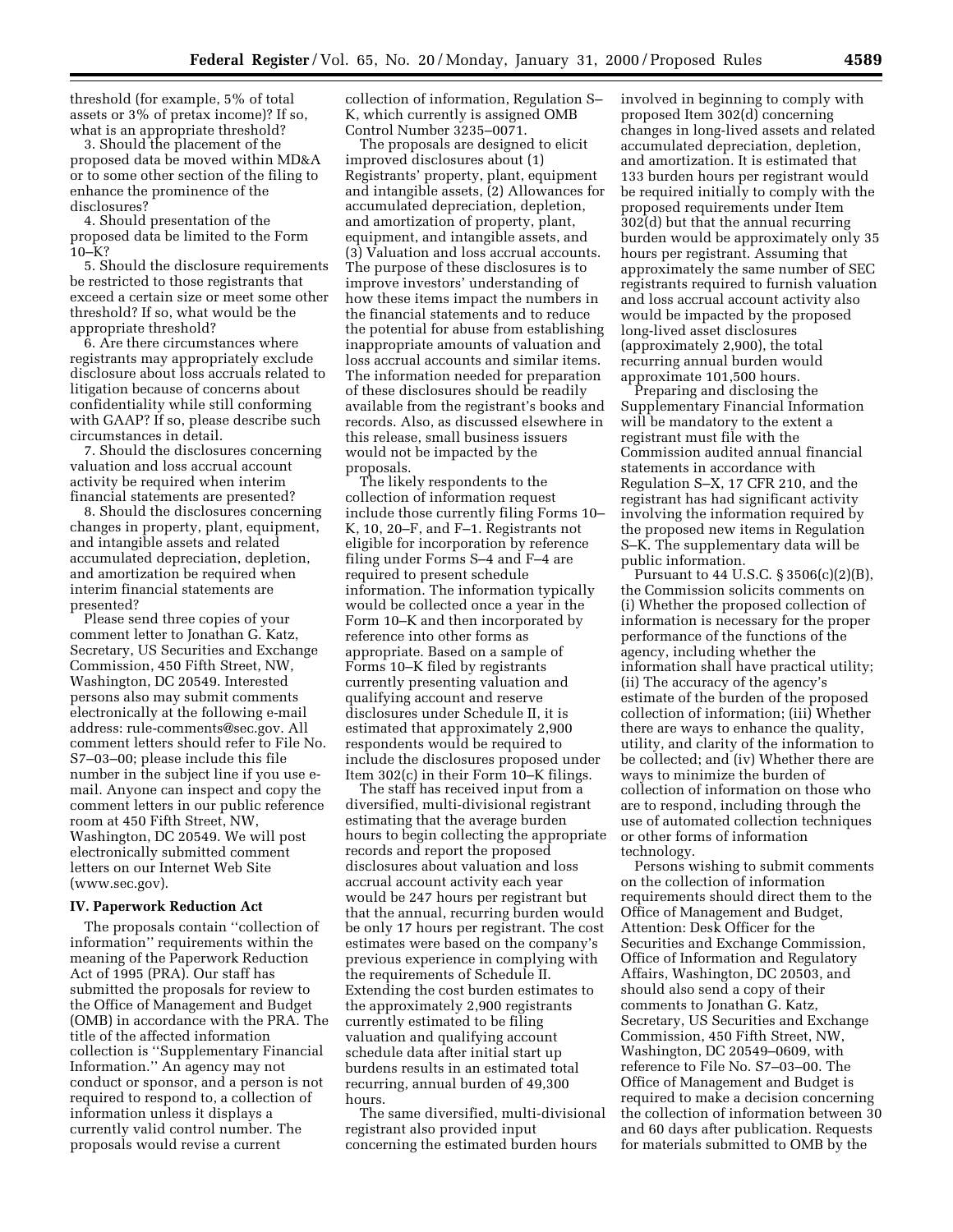threshold (for example, 5% of total assets or 3% of pretax income)? If so, what is an appropriate threshold?

3. Should the placement of the proposed data be moved within MD&A or to some other section of the filing to enhance the prominence of the disclosures?

4. Should presentation of the proposed data be limited to the Form 10–K?

5. Should the disclosure requirements be restricted to those registrants that exceed a certain size or meet some other threshold? If so, what would be the appropriate threshold?

6. Are there circumstances where registrants may appropriately exclude disclosure about loss accruals related to litigation because of concerns about confidentiality while still conforming with GAAP? If so, please describe such circumstances in detail.

7. Should the disclosures concerning valuation and loss accrual account activity be required when interim financial statements are presented?

8. Should the disclosures concerning changes in property, plant, equipment, and intangible assets and related accumulated depreciation, depletion, and amortization be required when interim financial statements are presented?

Please send three copies of your comment letter to Jonathan G. Katz, Secretary, US Securities and Exchange Commission, 450 Fifth Street, NW, Washington, DC 20549. Interested persons also may submit comments electronically at the following e-mail address: rule-comments@sec.gov. All comment letters should refer to File No. S7–03–00; please include this file number in the subject line if you use e-mail. Anyone can inspect and copy the comment letters in our public reference room at 450 Fifth Street, NW, Washington, DC 20549. We will post electronically submitted comment letters on our Internet Web Site (www.sec.gov).

## IV. Paperwork Reduction Act

The proposals contain ''collection of information'' requirements within the meaning of the Paperwork Reduction Act of 1995 (PRA). Our staff has submitted the proposals for review to the Office of Management and Budget (OMB) in accordance with the PRA. The title of the affected information collection is ''Supplementary Financial Information.'' An agency may not conduct or sponsor, and a person is not required to respond to, a collection of information unless it displays a currently valid control number. The proposals would revise a current collection of information, Regulation S–K, which currently is assigned OMB Control Number 3235–0071.

The proposals are designed to elicit improved disclosures about (1) Registrants' property, plant, equipment and intangible assets, (2) Allowances for accumulated depreciation, depletion, and amortization of property, plant, equipment, and intangible assets, and (3) Valuation and loss accrual accounts. The purpose of these disclosures is to improve investors' understanding of how these items impact the numbers in the financial statements and to reduce the potential for abuse from establishing inappropriate amounts of valuation and loss accrual accounts and similar items. The information needed for preparation of these disclosures should be readily available from the registrant's books and records. Also, as discussed elsewhere in this release, small business issuers would not be impacted by the proposals.

The likely respondents to the collection of information request include those currently filing Forms 10–K, 10, 20–F, and F–1. Registrants not eligible for incorporation by reference filing under Forms S–4 and F–4 are required to present schedule information. The information typically would be collected once a year in the Form 10–K and then incorporated by reference into other forms as appropriate. Based on a sample of Forms 10–K filed by registrants currently presenting valuation and qualifying account and reserve disclosures under Schedule II, it is estimated that approximately 2,900 respondents would be required to include the disclosures proposed under Item 302(c) in their Form 10–K filings.

The staff has received input from a diversified, multi-divisional registrant estimating that the average burden hours to begin collecting the appropriate records and report the proposed disclosures about valuation and loss accrual account activity each year would be 247 hours per registrant but that the annual, recurring burden would be only 17 hours per registrant. The cost estimates were based on the company's previous experience in complying with the requirements of Schedule II. Extending the cost burden estimates to the approximately 2,900 registrants currently estimated to be filing valuation and qualifying account schedule data after initial start up burdens results in an estimated total recurring, annual burden of 49,300 hours.

The same diversified, multi-divisional registrant also provided input concerning the estimated burden hours involved in beginning to comply with proposed Item 302(d) concerning changes in long-lived assets and related accumulated depreciation, depletion, and amortization. It is estimated that 133 burden hours per registrant would be required initially to comply with the proposed requirements under Item 302(d) but that the annual recurring burden would be approximately only 35 hours per registrant. Assuming that approximately the same number of SEC registrants required to furnish valuation and loss accrual account activity also would be impacted by the proposed long-lived asset disclosures (approximately 2,900), the total recurring annual burden would approximate 101,500 hours.

Preparing and disclosing the Supplementary Financial Information will be mandatory to the extent a registrant must file with the Commission audited annual financial statements in accordance with Regulation S–X, 17 CFR 210, and the registrant has had significant activity involving the information required by the proposed new items in Regulation S–K. The supplementary data will be public information.

Pursuant to 44 U.S.C. § 3506(c)(2)(B), the Commission solicits comments on (i) Whether the proposed collection of information is necessary for the proper performance of the functions of the agency, including whether the information shall have practical utility; (ii) The accuracy of the agency's estimate of the burden of the proposed collection of information; (iii) Whether there are ways to enhance the quality, utility, and clarity of the information to be collected; and (iv) Whether there are ways to minimize the burden of collection of information on those who are to respond, including through the use of automated collection techniques or other forms of information technology.

Persons wishing to submit comments on the collection of information requirements should direct them to the Office of Management and Budget, Attention: Desk Officer for the Securities and Exchange Commission, Office of Information and Regulatory Affairs, Washington, DC 20503, and should also send a copy of their comments to Jonathan G. Katz, Secretary, US Securities and Exchange Commission, 450 Fifth Street, NW, Washington, DC 20549–0609, with reference to File No. S7–03–00. The Office of Management and Budget is required to make a decision concerning the collection of information between 30 and 60 days after publication. Requests for materials submitted to OMB by the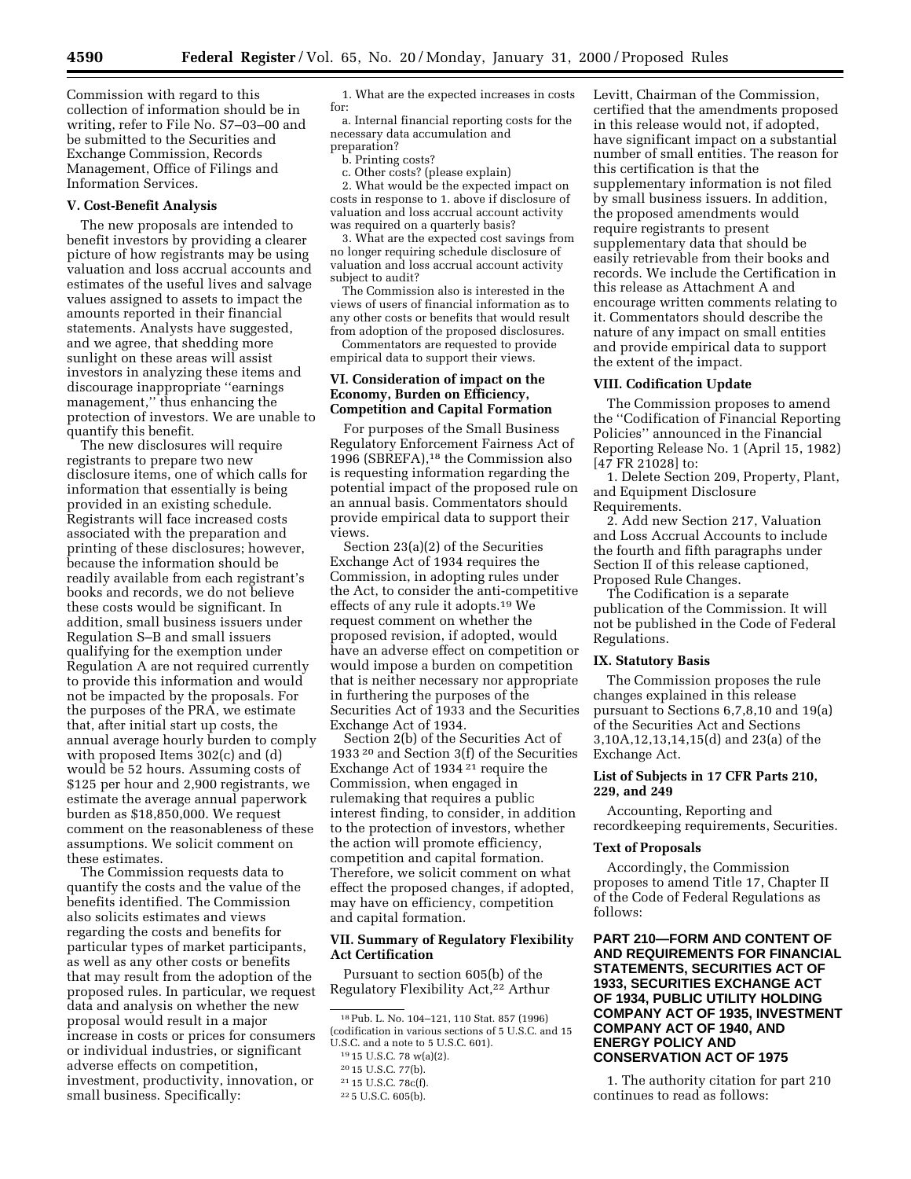Commission with regard to this collection of information should be in writing, refer to File No. S7–03–00 and be submitted to the Securities and Exchange Commission, Records Management, Office of Filings and Information Services.

### V. Cost-Benefit Analysis

The new proposals are intended to benefit investors by providing a clearer picture of how registrants may be using valuation and loss accrual accounts and estimates of the useful lives and salvage values assigned to assets to impact the amounts reported in their financial statements. Analysts have suggested, and we agree, that shedding more sunlight on these areas will assist investors in analyzing these items and discourage inappropriate ''earnings management,'' thus enhancing the protection of investors. We are unable to quantify this benefit.

The new disclosures will require registrants to prepare two new disclosure items, one of which calls for information that essentially is being provided in an existing schedule. Registrants will face increased costs associated with the preparation and printing of these disclosures; however, because the information should be readily available from each registrant's books and records, we do not believe these costs would be significant. In addition, small business issuers under Regulation S–B and small issuers qualifying for the exemption under Regulation A are not required currently to provide this information and would not be impacted by the proposals. For the purposes of the PRA, we estimate that, after initial start up costs, the annual average hourly burden to comply with proposed Items 302(c) and (d) would be 52 hours. Assuming costs of $125 per hour and 2,900 registrants, we estimate the average annual paperwork burden as $18,850,000. We request comment on the reasonableness of these assumptions. We solicit comment on these estimates.

The Commission requests data to quantify the costs and the value of the benefits identified. The Commission also solicits estimates and views regarding the costs and benefits for particular types of market participants, as well as any other costs or benefits that may result from the adoption of the proposed rules. In particular, we request data and analysis on whether the new proposal would result in a major increase in costs or prices for consumers or individual industries, or significant adverse effects on competition, investment, productivity, innovation, or small business. Specifically:

1. What are the expected increases in costs for:

a. Internal financial reporting costs for the necessary data accumulation and preparation?

b. Printing costs?

c. Other costs? (please explain)

2. What would be the expected impact on costs in response to 1. above if disclosure of valuation and loss accrual account activity was required on a quarterly basis?

3. What are the expected cost savings from no longer requiring schedule disclosure of valuation and loss accrual account activity subject to audit?

The Commission also is interested in the views of users of financial information as to any other costs or benefits that would result from adoption of the proposed disclosures.

Commentators are requested to provide empirical data to support their views.

### VI. Consideration of impact on the Economy, Burden on Efficiency, Competition and Capital Formation

For purposes of the Small Business Regulatory Enforcement Fairness Act of 1996 (SBREFA),[18] the Commission also is requesting information regarding the potential impact of the proposed rule on an annual basis. Commentators should provide empirical data to support their views.

Section 23(a)(2) of the Securities Exchange Act of 1934 requires the Commission, in adopting rules under the Act, to consider the anti-competitive effects of any rule it adopts.[19] We request comment on whether the proposed revision, if adopted, would have an adverse effect on competition or would impose a burden on competition that is neither necessary nor appropriate in furthering the purposes of the Securities Act of 1933 and the Securities Exchange Act of 1934.

Section 2(b) of the Securities Act of 1933 [20] and Section 3(f) of the Securities Exchange Act of 1934 [21] require the Commission, when engaged in rulemaking that requires a public interest finding, to consider, in addition to the protection of investors, whether the action will promote efficiency, competition and capital formation. Therefore, we solicit comment on what effect the proposed changes, if adopted, may have on efficiency, competition and capital formation.

### VII. Summary of Regulatory Flexibility Act Certification

Pursuant to section 605(b) of the Regulatory Flexibility Act,[22] Arthur Levitt, Chairman of the Commission, certified that the amendments proposed in this release would not, if adopted, have significant impact on a substantial number of small entities. The reason for this certification is that the supplementary information is not filed by small business issuers. In addition, the proposed amendments would require registrants to present supplementary data that should be easily retrievable from their books and records. We include the Certification in this release as Attachment A and encourage written comments relating to it. Commentators should describe the nature of any impact on small entities and provide empirical data to support the extent of the impact.

### VIII. Codification Update

The Commission proposes to amend the ''Codification of Financial Reporting Policies'' announced in the Financial Reporting Release No. 1 (April 15, 1982) [47 FR 21028] to:

1. Delete Section 209, Property, Plant, and Equipment Disclosure Requirements.

2. Add new Section 217, Valuation and Loss Accrual Accounts to include the fourth and fifth paragraphs under Section II of this release captioned, Proposed Rule Changes.

The Codification is a separate publication of the Commission. It will not be published in the Code of Federal Regulations.

### IX. Statutory Basis

The Commission proposes the rule changes explained in this release pursuant to Sections 6,7,8,10 and 19(a) of the Securities Act and Sections 3,10A,12,13,14,15(d) and 23(a) of the Exchange Act.

### List of Subjects in 17 CFR Parts 210, 229, and 249

Accounting, Reporting and recordkeeping requirements, Securities.

### Text of Proposals

Accordingly, the Commission proposes to amend Title 17, Chapter II of the Code of Federal Regulations as follows:

## PART 210—FORM AND CONTENT OF AND REQUIREMENTS FOR FINANCIAL STATEMENTS, SECURITIES ACT OF 1933, SECURITIES EXCHANGE ACT OF 1934, PUBLIC UTILITY HOLDING COMPANY ACT OF 1935, INVESTMENT COMPANY ACT OF 1940, AND ENERGY POLICY AND CONSERVATION ACT OF 1975

1. The authority citation for part 210 continues to read as follows:

---

[18] Pub. L. No. 104–121, 110 Stat. 857 (1996) (codification in various sections of 5 U.S.C. and 15 U.S.C. and a note to 5 U.S.C. 601).

[19] 15 U.S.C. 78 w(a)(2).

[20] 15 U.S.C. 77(b).

[21] 15 U.S.C. 78c(f).

[22] 5 U.S.C. 605(b).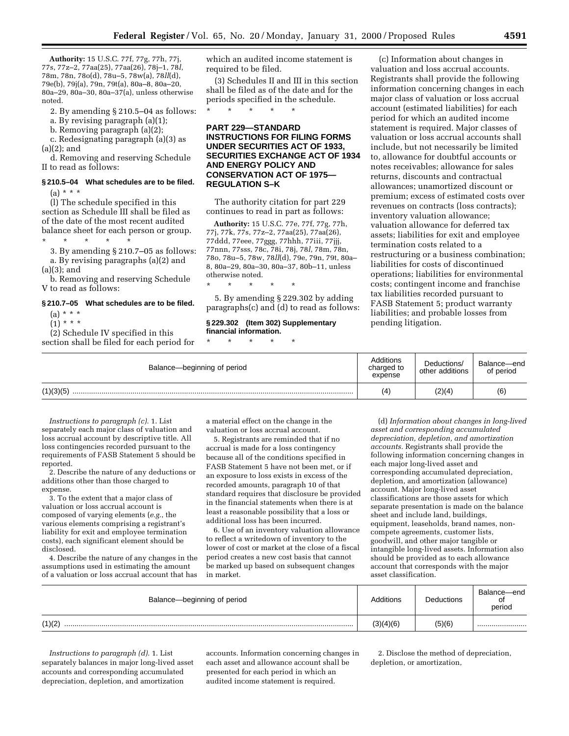**Authority:** 15 U.S.C. 77f, 77g, 77h, 77j, 77s, 77z–2, 77aa(25), 77aa(26), 78j–1, 78*l*, 78m, 78n, 78o(d), 78u–5, 78w(a), 78*ll*(d), 79e(b), 79j(a), 79n, 79t(a), 80a–8, 80a–20, 80a–29, 80a–30, 80a–37(a), unless otherwise noted.

2. By amending § 210.5–04 as follows:

a. By revising paragraph (a)(1);

b. Removing paragraph (a)(2);

c. Redesignating paragraph (a)(3) as (a)(2); and

d. Removing and reserving Schedule II to read as follows:

**§ 210.5–04 What schedules are to be filed.**

(a) * * *

(l) The schedule specified in this section as Schedule III shall be filed as of the date of the most recent audited balance sheet for each person or group.

\* \* \* \* \*

3. By amending § 210.7–05 as follows:

a. By revising paragraphs (a)(2) and (a)(3); and

b. Removing and reserving Schedule V to read as follows:

**§ 210.7–05 What schedules are to be filed.**

(a) * * *

(1) * * *

(2) Schedule IV specified in this section shall be filed for each period for which an audited income statement is required to be filed.

(3) Schedules II and III in this section shall be filed as of the date and for the periods specified in the schedule.

\* \* \* \* \*

## PART 229—STANDARD INSTRUCTIONS FOR FILING FORMS UNDER SECURITIES ACT OF 1933, SECURITIES EXCHANGE ACT OF 1934 AND ENERGY POLICY AND CONSERVATION ACT OF 1975—REGULATION S–K

The authority citation for part 229 continues to read in part as follows:

**Authority:** 15 U.S.C. 77e, 77f, 77g, 77h, 77j, 77k, 77s, 77z–2, 77aa(25), 77aa(26), 77ddd, 77eee, 77ggg, 77hhh, 77iii, 77jjj, 77nnn, 77sss, 78c, 78i, 78j, 78*l*, 78m, 78n, 78o, 78u–5, 78w, 78*ll*(d), 79e, 79n, 79t, 80a–8, 80a–29, 80a–30, 80a–37, 80b–11, unless otherwise noted.

\* \* \* \* \*

5. By amending § 229.302 by adding paragraphs(c) and (d) to read as follows:

**§ 229.302 (Item 302) Supplementary financial information.**

\* \* \* \* \*

(c) Information about changes in valuation and loss accrual accounts. Registrants shall provide the following information concerning changes in each major class of valuation or loss accrual account (estimated liabilities) for each period for which an audited income statement is required. Major classes of valuation or loss accrual accounts shall include, but not necessarily be limited to, allowance for doubtful accounts or notes receivables; allowance for sales returns, discounts and contractual allowances; unamortized discount or premium; excess of estimated costs over revenues on contracts (loss contracts); inventory valuation allowance; valuation allowance for deferred tax assets; liabilities for exit and employee termination costs related to a restructuring or a business combination; liabilities for costs of discontinued operations; liabilities for environmental costs; contingent income and franchise tax liabilities recorded pursuant to FASB Statement 5; product warranty liabilities; and probable losses from pending litigation.

| Balance—beginning of period | Additions charged to expense | Deductions/ other additions | Balance—end of period |
|---|---|---|---|
| (1)(3)(5) | (4) | (2)(4) | (6) |

*Instructions to paragraph (c).* 1. List separately each major class of valuation and loss accrual account by descriptive title. All loss contingencies recorded pursuant to the requirements of FASB Statement 5 should be reported.

2. Describe the nature of any deductions or additions other than those charged to expense.

3. To the extent that a major class of valuation or loss accrual account is composed of varying elements (*e.g.*, the various elements comprising a registrant's liability for exit and employee termination costs), each significant element should be disclosed.

4. Describe the nature of any changes in the assumptions used in estimating the amount of a valuation or loss accrual account that has a material effect on the change in the valuation or loss accrual account.

5. Registrants are reminded that if no accrual is made for a loss contingency because all of the conditions specified in FASB Statement 5 have not been met, or if an exposure to loss exists in excess of the recorded amounts, paragraph 10 of that standard requires that disclosure be provided in the financial statements when there is at least a reasonable possibility that a loss or additional loss has been incurred.

6. Use of an inventory valuation allowance to reflect a writedown of inventory to the lower of cost or market at the close of a fiscal period creates a new cost basis that cannot be marked up based on subsequent changes in market.

(d) *Information about changes in long-lived asset and corresponding accumulated depreciation, depletion, and amortization accounts.* Registrants shall provide the following information concerning changes in each major long-lived asset and corresponding accumulated depreciation, depletion, and amortization (allowance) account. Major long-lived asset classifications are those assets for which separate presentation is made on the balance sheet and include land, buildings, equipment, leaseholds, brand names, non-compete agreements, customer lists, goodwill, and other major tangible or intangible long-lived assets. Information also should be provided as to each allowance account that corresponds with the major asset classification.

| Balance—beginning of period | Additions | Deductions | Balance—end of period |
|---|---|---|---|
| (1)(2) | (3)(4)(6) | (5)(6) | |

*Instructions to paragraph (d).* 1. List separately balances in major long-lived asset accounts and corresponding accumulated depreciation, depletion, and amortization accounts. Information concerning changes in each asset and allowance account shall be presented for each period in which an audited income statement is required.

2. Disclose the method of depreciation, depletion, or amortization,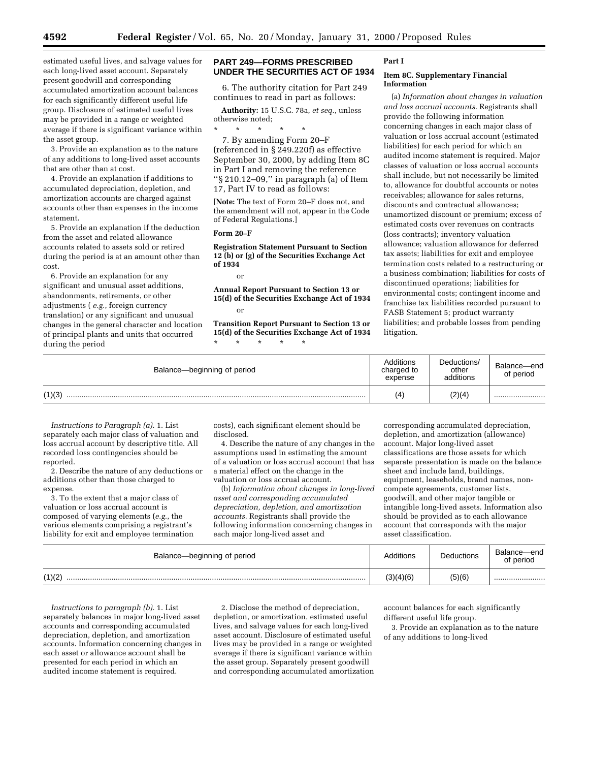estimated useful lives, and salvage values for each long-lived asset account. Separately present goodwill and corresponding accumulated amortization account balances for each significantly different useful life group. Disclosure of estimated useful lives may be provided in a range or weighted average if there is significant variance within the asset group.

3. Provide an explanation as to the nature of any additions to long-lived asset accounts that are other than at cost.

4. Provide an explanation if additions to accumulated depreciation, depletion, and amortization accounts are charged against accounts other than expenses in the income statement.

5. Provide an explanation if the deduction from the asset and related allowance accounts related to assets sold or retired during the period is at an amount other than cost.

6. Provide an explanation for any significant and unusual asset additions, abandonments, retirements, or other adjustments (*e.g.*, foreign currency translation) or any significant and unusual changes in the general character and location of principal plants and units that occurred during the period

## PART 249—FORMS PRESCRIBED UNDER THE SECURITIES ACT OF 1934

6. The authority citation for Part 249 continues to read in part as follows:

**Authority:** 15 U.S.C. 78a, *et seq.*, unless otherwise noted;

\* \* \* \* \*

7. By amending Form 20–F (referenced in § 249.220f) as effective September 30, 2000, by adding Item 8C in Part I and removing the reference ''§ 210.12–09,'' in paragraph (a) of Item 17, Part IV to read as follows:

[**Note:** The text of Form 20–F does not, and the amendment will not, appear in the Code of Federal Regulations.]

**Form 20–F**

**Registration Statement Pursuant to Section 12 (b) or (g) of the Securities Exchange Act of 1934**

or

**Annual Report Pursuant to Section 13 or 15(d) of the Securities Exchange Act of 1934**

or

**Transition Report Pursuant to Section 13 or 15(d) of the Securities Exchange Act of 1934**

\* \* \* \* \*

**Part I**

**Item 8C. Supplementary Financial Information**

(a) *Information about changes in valuation and loss accrual accounts.* Registrants shall provide the following information concerning changes in each major class of valuation or loss accrual account (estimated liabilities) for each period for which an audited income statement is required. Major classes of valuation or loss accrual accounts shall include, but not necessarily be limited to, allowance for doubtful accounts or notes receivables; allowance for sales returns, discounts and contractual allowances; unamortized discount or premium; excess of estimated costs over revenues on contracts (loss contracts); inventory valuation allowance; valuation allowance for deferred tax assets; liabilities for exit and employee termination costs related to a restructuring or a business combination; liabilities for costs of discontinued operations; liabilities for environmental costs; contingent income and franchise tax liabilities recorded pursuant to FASB Statement 5; product warranty liabilities; and probable losses from pending litigation.

| Balance—beginning of period | Additions charged to expense | Deductions/ other additions | Balance—end of period |
|---|---|---|---|
| (1)(3) ........................................ | (4) | (2)(4) | ........................ |

*Instructions to Paragraph (a).* 1. List separately each major class of valuation and loss accrual account by descriptive title. All recorded loss contingencies should be reported.

2. Describe the nature of any deductions or additions other than those charged to expense.

3. To the extent that a major class of valuation or loss accrual account is composed of varying elements (*e.g.*, the various elements comprising a registrant's liability for exit and employee termination costs), each significant element should be disclosed.

4. Describe the nature of any changes in the assumptions used in estimating the amount of a valuation or loss accrual account that has a material effect on the change in the valuation or loss accrual account.

(b) *Information about changes in long-lived asset and corresponding accumulated depreciation, depletion, and amortization accounts.* Registrants shall provide the following information concerning changes in each major long-lived asset and corresponding accumulated depreciation, depletion, and amortization (allowance) account. Major long-lived asset classifications are those assets for which separate presentation is made on the balance sheet and include land, buildings, equipment, leaseholds, brand names, non-compete agreements, customer lists, goodwill, and other major tangible or intangible long-lived assets. Information also should be provided as to each allowance account that corresponds with the major asset classification.

| Balance—beginning of period | Additions | Deductions | Balance—end of period |
|---|---|---|---|
| (1)(2) ........................................ | (3)(4)(6) | (5)(6) | ........................ |

*Instructions to paragraph (b).* 1. List separately balances in major long-lived asset accounts and corresponding accumulated depreciation, depletion, and amortization accounts. Information concerning changes in each asset or allowance account shall be presented for each period in which an audited income statement is required.

2. Disclose the method of depreciation, depletion, or amortization, estimated useful lives, and salvage values for each long-lived asset account. Disclosure of estimated useful lives may be provided in a range or weighted average if there is significant variance within the asset group. Separately present goodwill and corresponding accumulated amortization account balances for each significantly different useful life group.

3. Provide an explanation as to the nature of any additions to long-lived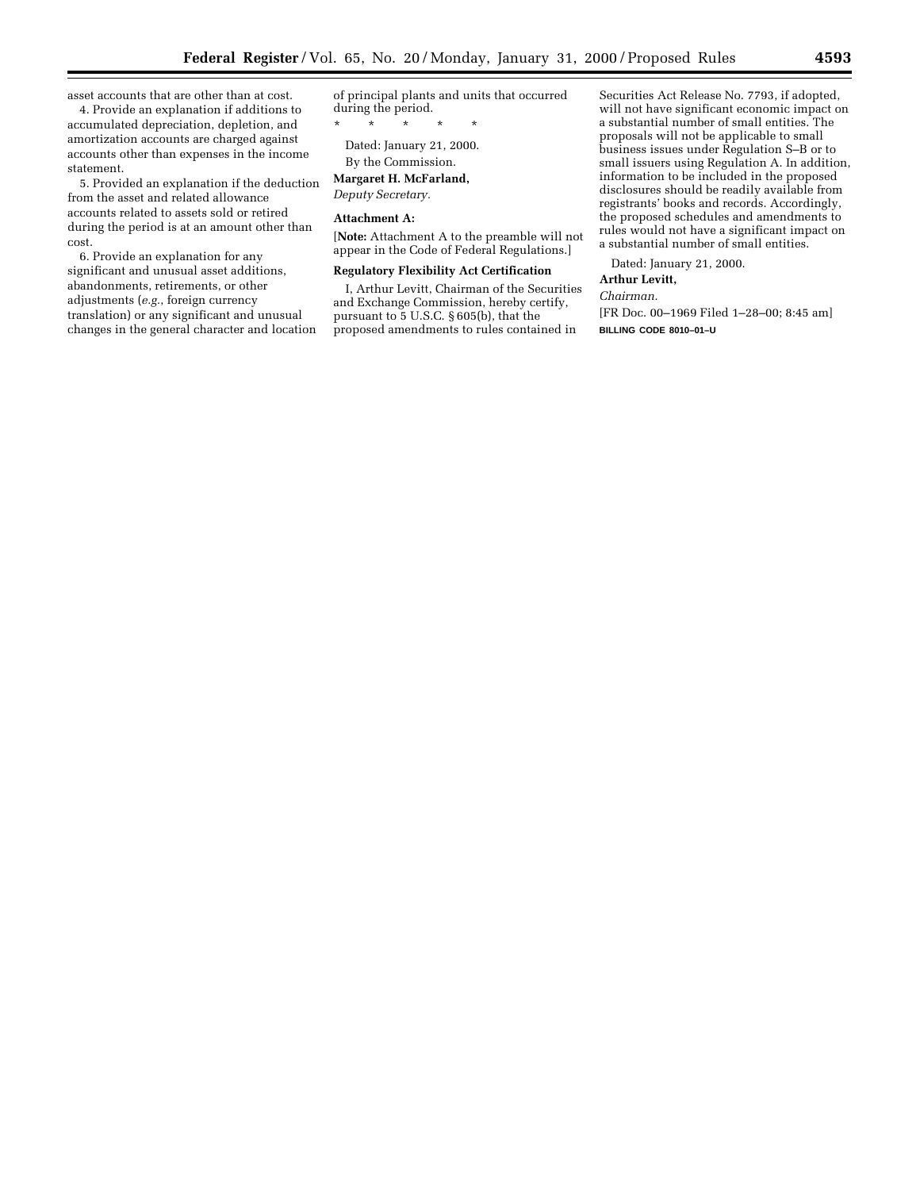asset accounts that are other than at cost.

4. Provide an explanation if additions to accumulated depreciation, depletion, and amortization accounts are charged against accounts other than expenses in the income statement.

5. Provided an explanation if the deduction from the asset and related allowance accounts related to assets sold or retired during the period is at an amount other than cost.

6. Provide an explanation for any significant and unusual asset additions, abandonments, retirements, or other adjustments (*e.g.*, foreign currency translation) or any significant and unusual changes in the general character and location of principal plants and units that occurred during the period.

\* \* \* \* \*

Dated: January 21, 2000.

By the Commission.

**Margaret H. McFarland,**

*Deputy Secretary.*

**Attachment A:**

[**Note:** Attachment A to the preamble will not appear in the Code of Federal Regulations.]

**Regulatory Flexibility Act Certification**

I, Arthur Levitt, Chairman of the Securities and Exchange Commission, hereby certify, pursuant to 5 U.S.C. § 605(b), that the proposed amendments to rules contained in Securities Act Release No. 7793, if adopted, will not have significant economic impact on a substantial number of small entities. The proposals will not be applicable to small business issues under Regulation S–B or to small issuers using Regulation A. In addition, information to be included in the proposed disclosures should be readily available from registrants' books and records. Accordingly, the proposed schedules and amendments to rules would not have a significant impact on a substantial number of small entities.

Dated: January 21, 2000.

**Arthur Levitt,**

*Chairman.*

[FR Doc. 00–1969 Filed 1–28–00; 8:45 am]

**BILLING CODE 8010–01–U**